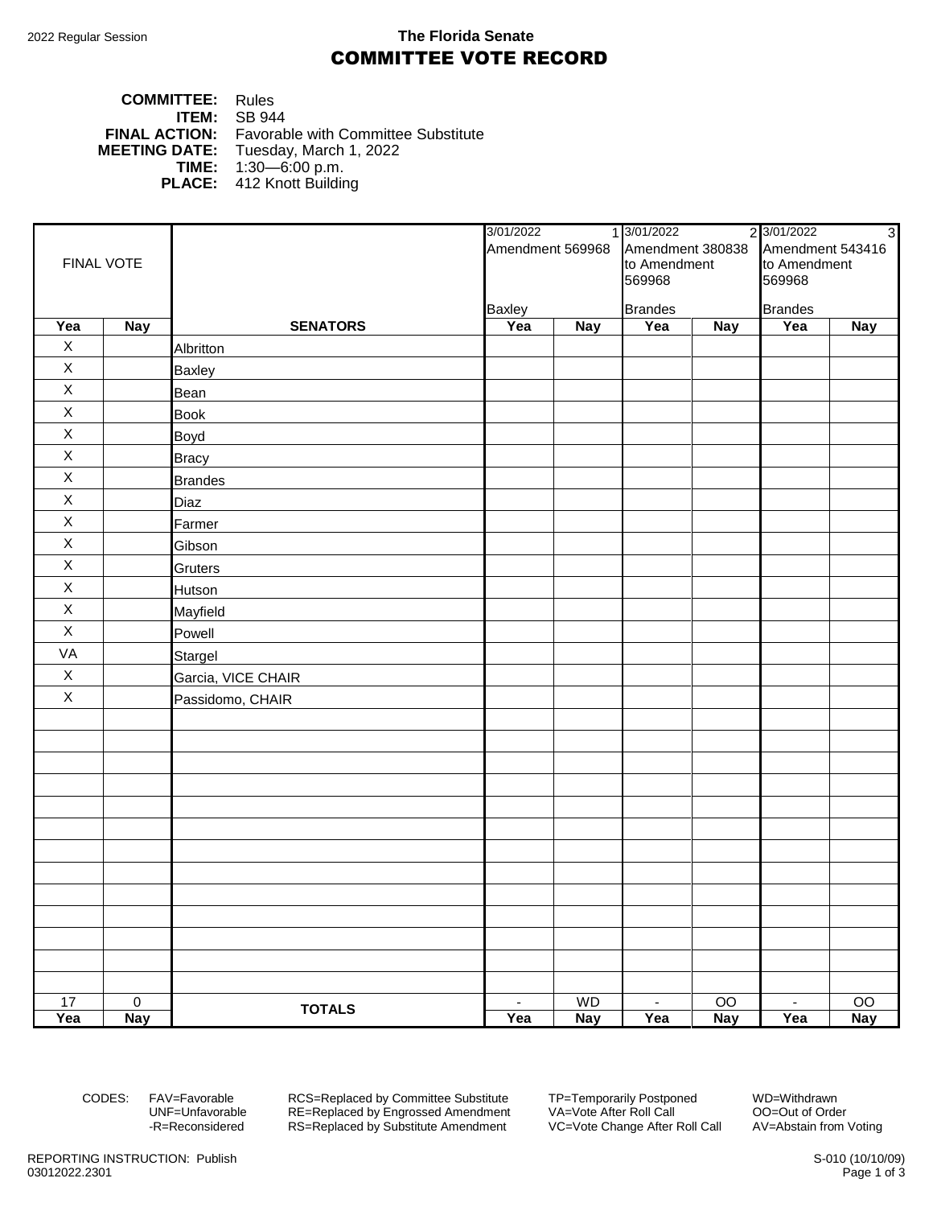2022 Regular Session

**The Florida Senate**

# COMMITTEE VOTE RECORD

**COMMITTEE:** Rules
**ITEM:** SB 944
**FINAL ACTION:** Favorable with Committee Substitute
**MEETING DATE:** Tuesday, March 1, 2022
**TIME:** 1:30—6:00 p.m.
**PLACE:** 412 Knott Building

| FINAL VOTE | | | 3/01/2022 1 Amendment 569968 Baxley | | 3/01/2022 2 Amendment 380838 to Amendment 569968 Brandes | | 3/01/2022 3 Amendment 543416 to Amendment 569968 Brandes | |
|---|---|---|---|---|---|---|---|---|
| **Yea** | **Nay** | **SENATORS** | **Yea** | **Nay** | **Yea** | **Nay** | **Yea** | **Nay** |
| X | | Albritton | | | | | | |
| X | | Baxley | | | | | | |
| X | | Bean | | | | | | |
| X | | Book | | | | | | |
| X | | Boyd | | | | | | |
| X | | Bracy | | | | | | |
| X | | Brandes | | | | | | |
| X | | Diaz | | | | | | |
| X | | Farmer | | | | | | |
| X | | Gibson | | | | | | |
| X | | Gruters | | | | | | |
| X | | Hutson | | | | | | |
| X | | Mayfield | | | | | | |
| X | | Powell | | | | | | |
| VA | | Stargel | | | | | | |
| X | | Garcia, VICE CHAIR | | | | | | |
| X | | Passidomo, CHAIR | | | | | | |
| 17 | 0 | **TOTALS** | - | WD | - | OO | - | OO |
| **Yea** | **Nay** | | **Yea** | **Nay** | **Yea** | **Nay** | **Yea** | **Nay** |

CODES: FAV=Favorable, UNF=Unfavorable, -R=Reconsidered, RCS=Replaced by Committee Substitute, RE=Replaced by Engrossed Amendment, RS=Replaced by Substitute Amendment, TP=Temporarily Postponed, VA=Vote After Roll Call, VC=Vote Change After Roll Call, WD=Withdrawn, OO=Out of Order, AV=Abstain from Voting

REPORTING INSTRUCTION: Publish
03012022.2301

S-010 (10/10/09)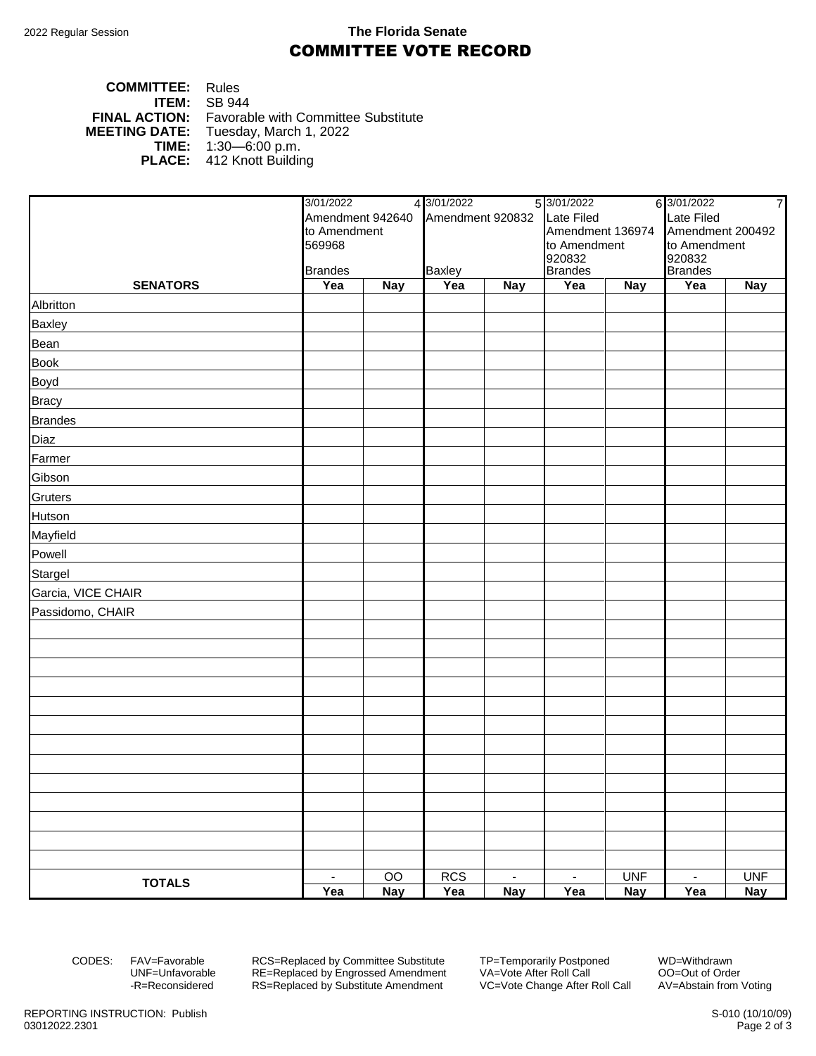2022 Regular Session

# The Florida Senate
## COMMITTEE VOTE RECORD

**COMMITTEE:** Rules
**ITEM:** SB 944
**FINAL ACTION:** Favorable with Committee Substitute
**MEETING DATE:** Tuesday, March 1, 2022
**TIME:** 1:30—6:00 p.m.
**PLACE:** 412 Knott Building

| | 3/01/2022 Amendment 942640 to Amendment 569968 Brandes (4) | | 3/01/2022 Amendment 920832 Baxley (5) | | 3/01/2022 Late Filed Amendment 136974 to Amendment 920832 Brandes (6) | | 3/01/2022 Late Filed Amendment 200492 to Amendment 920832 Brandes (7) | |
|---|---|---|---|---|---|---|---|---|
| **SENATORS** | **Yea** | **Nay** | **Yea** | **Nay** | **Yea** | **Nay** | **Yea** | **Nay** |
| Albritton | | | | | | | | |
| Baxley | | | | | | | | |
| Bean | | | | | | | | |
| Book | | | | | | | | |
| Boyd | | | | | | | | |
| Bracy | | | | | | | | |
| Brandes | | | | | | | | |
| Diaz | | | | | | | | |
| Farmer | | | | | | | | |
| Gibson | | | | | | | | |
| Gruters | | | | | | | | |
| Hutson | | | | | | | | |
| Mayfield | | | | | | | | |
| Powell | | | | | | | | |
| Stargel | | | | | | | | |
| Garcia, VICE CHAIR | | | | | | | | |
| Passidomo, CHAIR | | | | | | | | |
| **TOTALS** | - | OO | RCS | - | - | UNF | - | UNF |
| | **Yea** | **Nay** | **Yea** | **Nay** | **Yea** | **Nay** | **Yea** | **Nay** |

CODES:
- FAV=Favorable
- UNF=Unfavorable
- -R=Reconsidered
- RCS=Replaced by Committee Substitute
- RE=Replaced by Engrossed Amendment
- RS=Replaced by Substitute Amendment
- TP=Temporarily Postponed
- VA=Vote After Roll Call
- VC=Vote Change After Roll Call
- WD=Withdrawn
- OO=Out of Order
- AV=Abstain from Voting

REPORTING INSTRUCTION: Publish
03012022.2301

S-010 (10/10/09)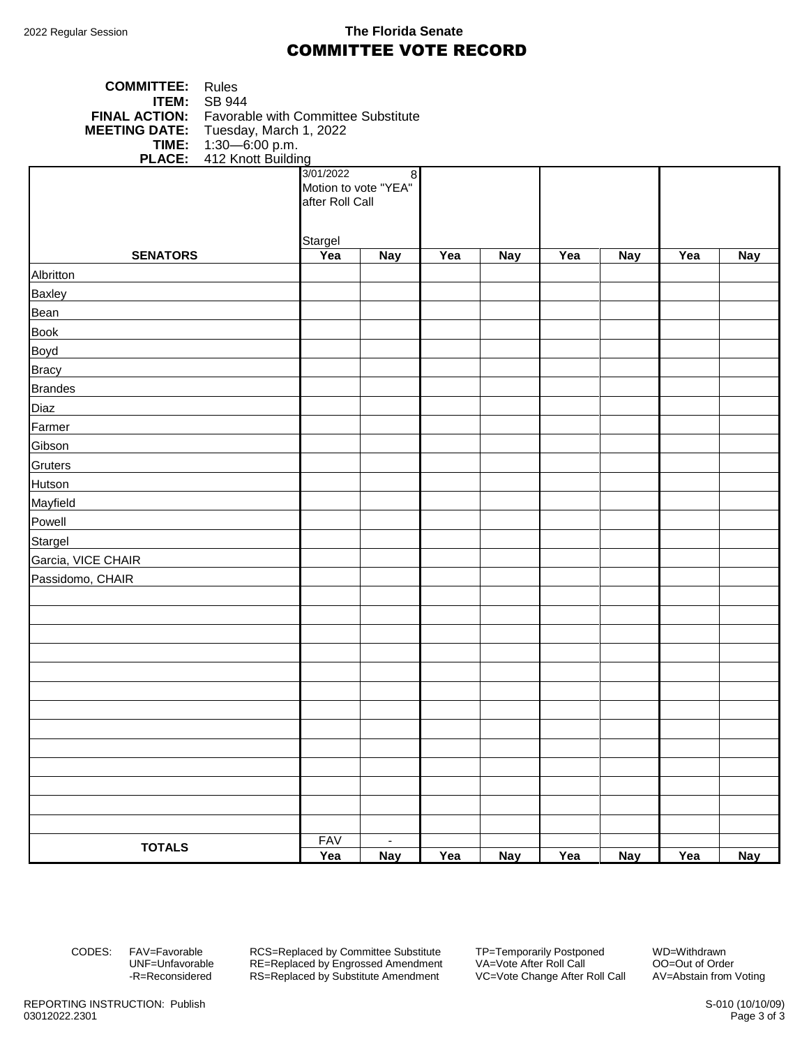2022 Regular Session

**The Florida Senate**

# COMMITTEE VOTE RECORD

**COMMITTEE:** Rules
**ITEM:** SB 944
**FINAL ACTION:** Favorable with Committee Substitute
**MEETING DATE:** Tuesday, March 1, 2022
**TIME:** 1:30—6:00 p.m.
**PLACE:** 412 Knott Building

| | 3/01/2022 8 Motion to vote "YEA" after Roll Call Stargel | | | | | | | |
|---|---|---|---|---|---|---|---|---|
| **SENATORS** | **Yea** | **Nay** | **Yea** | **Nay** | **Yea** | **Nay** | **Yea** | **Nay** |
| Albritton | | | | | | | | |
| Baxley | | | | | | | | |
| Bean | | | | | | | | |
| Book | | | | | | | | |
| Boyd | | | | | | | | |
| Bracy | | | | | | | | |
| Brandes | | | | | | | | |
| Diaz | | | | | | | | |
| Farmer | | | | | | | | |
| Gibson | | | | | | | | |
| Gruters | | | | | | | | |
| Hutson | | | | | | | | |
| Mayfield | | | | | | | | |
| Powell | | | | | | | | |
| Stargel | | | | | | | | |
| Garcia, VICE CHAIR | | | | | | | | |
| Passidomo, CHAIR | | | | | | | | |
| **TOTALS** | FAV | - | | | | | | |
| | **Yea** | **Nay** | **Yea** | **Nay** | **Yea** | **Nay** | **Yea** | **Nay** |

CODES:
FAV=Favorable
UNF=Unfavorable
-R=Reconsidered
RCS=Replaced by Committee Substitute
RE=Replaced by Engrossed Amendment
RS=Replaced by Substitute Amendment
TP=Temporarily Postponed
VA=Vote After Roll Call
VC=Vote Change After Roll Call
WD=Withdrawn
OO=Out of Order
AV=Abstain from Voting

REPORTING INSTRUCTION: Publish
03012022.2301

S-010 (10/10/09)